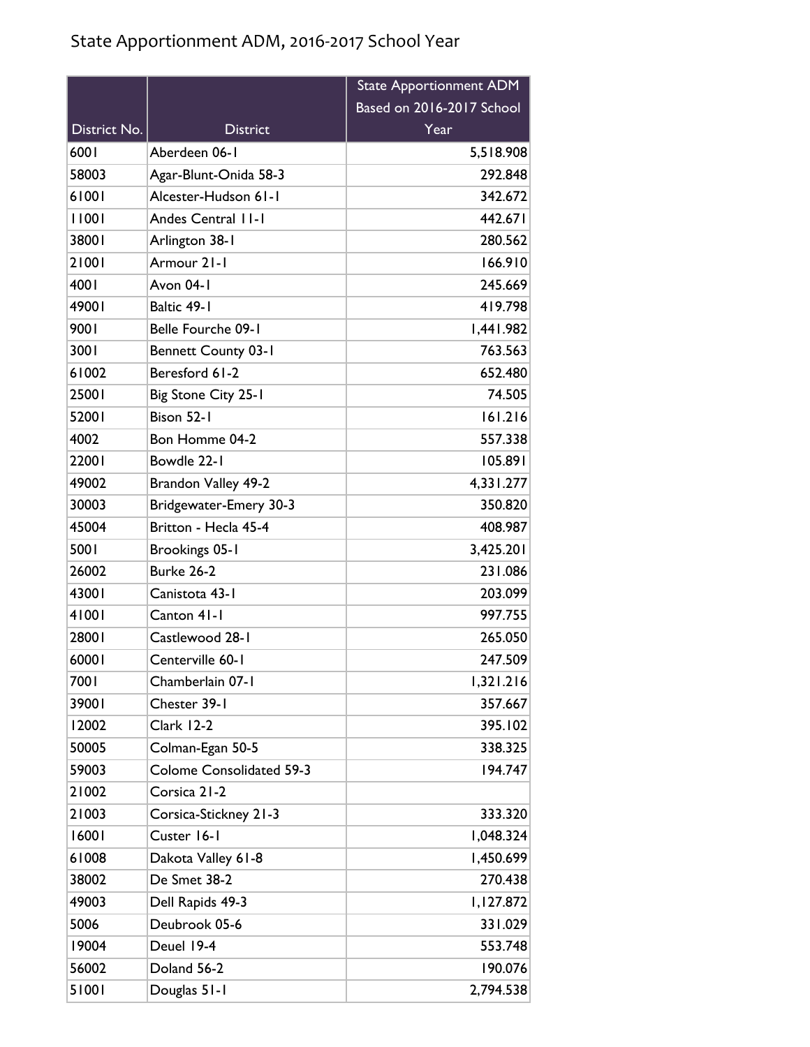# State Apportionment ADM, 2016-2017 School Year

| District No. | District | State Apportionment ADM Based on 2016-2017 School Year |
|---|---|---|
| 6001 | Aberdeen 06-1 | 5,518.908 |
| 58003 | Agar-Blunt-Onida 58-3 | 292.848 |
| 61001 | Alcester-Hudson 61-1 | 342.672 |
| 11001 | Andes Central 11-1 | 442.671 |
| 38001 | Arlington 38-1 | 280.562 |
| 21001 | Armour 21-1 | 166.910 |
| 4001 | Avon 04-1 | 245.669 |
| 49001 | Baltic 49-1 | 419.798 |
| 9001 | Belle Fourche 09-1 | 1,441.982 |
| 3001 | Bennett County 03-1 | 763.563 |
| 61002 | Beresford 61-2 | 652.480 |
| 25001 | Big Stone City 25-1 | 74.505 |
| 52001 | Bison 52-1 | 161.216 |
| 4002 | Bon Homme 04-2 | 557.338 |
| 22001 | Bowdle 22-1 | 105.891 |
| 49002 | Brandon Valley 49-2 | 4,331.277 |
| 30003 | Bridgewater-Emery 30-3 | 350.820 |
| 45004 | Britton - Hecla 45-4 | 408.987 |
| 5001 | Brookings 05-1 | 3,425.201 |
| 26002 | Burke 26-2 | 231.086 |
| 43001 | Canistota 43-1 | 203.099 |
| 41001 | Canton 41-1 | 997.755 |
| 28001 | Castlewood 28-1 | 265.050 |
| 60001 | Centerville 60-1 | 247.509 |
| 7001 | Chamberlain 07-1 | 1,321.216 |
| 39001 | Chester 39-1 | 357.667 |
| 12002 | Clark 12-2 | 395.102 |
| 50005 | Colman-Egan 50-5 | 338.325 |
| 59003 | Colome Consolidated 59-3 | 194.747 |
| 21002 | Corsica 21-2 | |
| 21003 | Corsica-Stickney 21-3 | 333.320 |
| 16001 | Custer 16-1 | 1,048.324 |
| 61008 | Dakota Valley 61-8 | 1,450.699 |
| 38002 | De Smet 38-2 | 270.438 |
| 49003 | Dell Rapids 49-3 | 1,127.872 |
| 5006 | Deubrook 05-6 | 331.029 |
| 19004 | Deuel 19-4 | 553.748 |
| 56002 | Doland 56-2 | 190.076 |
| 51001 | Douglas 51-1 | 2,794.538 |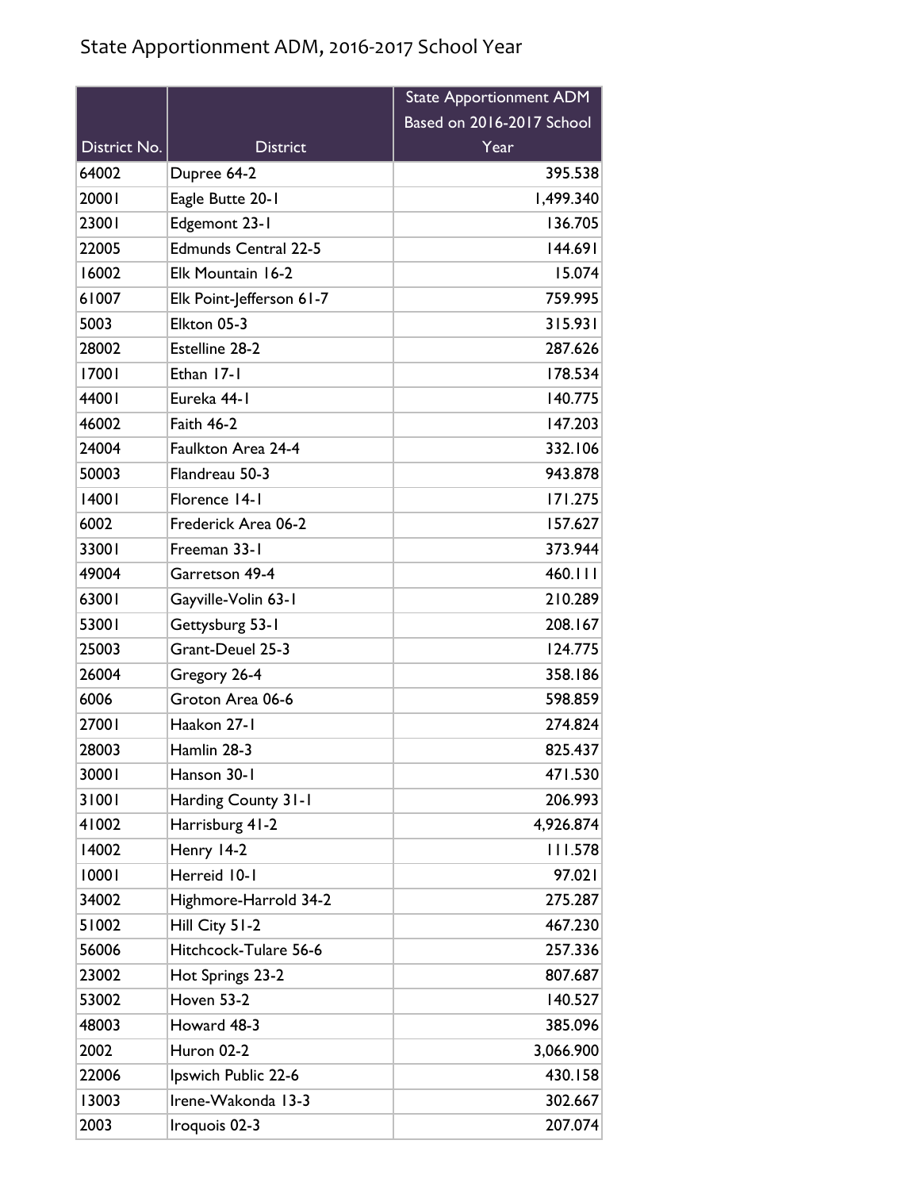# State Apportionment ADM, 2016-2017 School Year

| District No. | District | State Apportionment ADM Based on 2016-2017 School Year |
|---|---|---|
| 64002 | Dupree 64-2 | 395.538 |
| 20001 | Eagle Butte 20-1 | 1,499.340 |
| 23001 | Edgemont 23-1 | 136.705 |
| 22005 | Edmunds Central 22-5 | 144.691 |
| 16002 | Elk Mountain 16-2 | 15.074 |
| 61007 | Elk Point-Jefferson 61-7 | 759.995 |
| 5003 | Elkton 05-3 | 315.931 |
| 28002 | Estelline 28-2 | 287.626 |
| 17001 | Ethan 17-1 | 178.534 |
| 44001 | Eureka 44-1 | 140.775 |
| 46002 | Faith 46-2 | 147.203 |
| 24004 | Faulkton Area 24-4 | 332.106 |
| 50003 | Flandreau 50-3 | 943.878 |
| 14001 | Florence 14-1 | 171.275 |
| 6002 | Frederick Area 06-2 | 157.627 |
| 33001 | Freeman 33-1 | 373.944 |
| 49004 | Garretson 49-4 | 460.111 |
| 63001 | Gayville-Volin 63-1 | 210.289 |
| 53001 | Gettysburg 53-1 | 208.167 |
| 25003 | Grant-Deuel 25-3 | 124.775 |
| 26004 | Gregory 26-4 | 358.186 |
| 6006 | Groton Area 06-6 | 598.859 |
| 27001 | Haakon 27-1 | 274.824 |
| 28003 | Hamlin 28-3 | 825.437 |
| 30001 | Hanson 30-1 | 471.530 |
| 31001 | Harding County 31-1 | 206.993 |
| 41002 | Harrisburg 41-2 | 4,926.874 |
| 14002 | Henry 14-2 | 111.578 |
| 10001 | Herreid 10-1 | 97.021 |
| 34002 | Highmore-Harrold 34-2 | 275.287 |
| 51002 | Hill City 51-2 | 467.230 |
| 56006 | Hitchcock-Tulare 56-6 | 257.336 |
| 23002 | Hot Springs 23-2 | 807.687 |
| 53002 | Hoven 53-2 | 140.527 |
| 48003 | Howard 48-3 | 385.096 |
| 2002 | Huron 02-2 | 3,066.900 |
| 22006 | Ipswich Public 22-6 | 430.158 |
| 13003 | Irene-Wakonda 13-3 | 302.667 |
| 2003 | Iroquois 02-3 | 207.074 |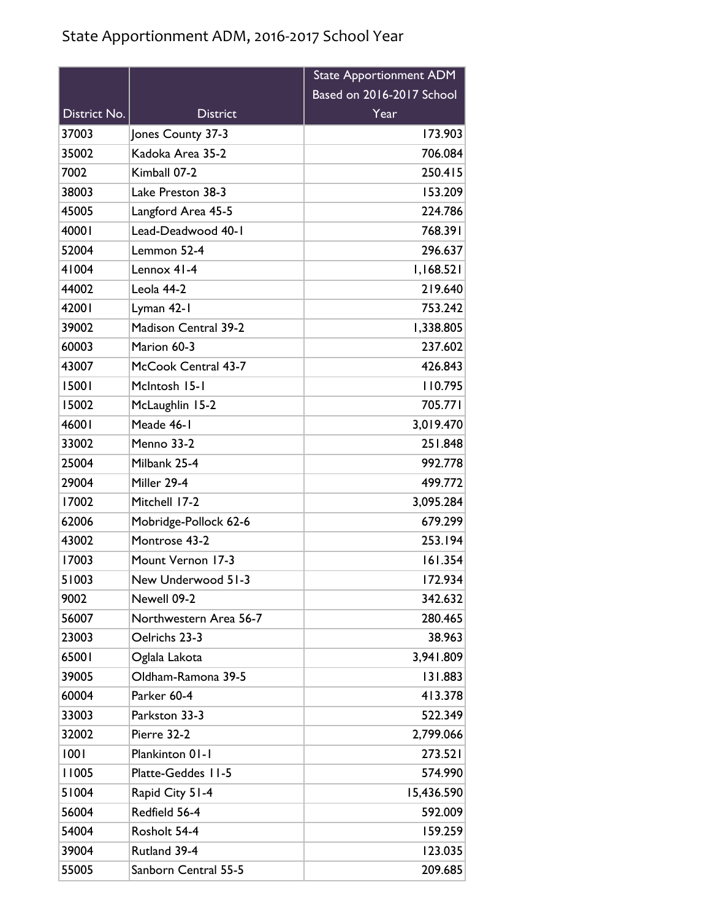# State Apportionment ADM, 2016-2017 School Year

| District No. | District | State Apportionment ADM Based on 2016-2017 School Year |
|---|---|---|
| 37003 | Jones County 37-3 | 173.903 |
| 35002 | Kadoka Area 35-2 | 706.084 |
| 7002 | Kimball 07-2 | 250.415 |
| 38003 | Lake Preston 38-3 | 153.209 |
| 45005 | Langford Area 45-5 | 224.786 |
| 40001 | Lead-Deadwood 40-1 | 768.391 |
| 52004 | Lemmon 52-4 | 296.637 |
| 41004 | Lennox 41-4 | 1,168.521 |
| 44002 | Leola 44-2 | 219.640 |
| 42001 | Lyman 42-1 | 753.242 |
| 39002 | Madison Central 39-2 | 1,338.805 |
| 60003 | Marion 60-3 | 237.602 |
| 43007 | McCook Central 43-7 | 426.843 |
| 15001 | McIntosh 15-1 | 110.795 |
| 15002 | McLaughlin 15-2 | 705.771 |
| 46001 | Meade 46-1 | 3,019.470 |
| 33002 | Menno 33-2 | 251.848 |
| 25004 | Milbank 25-4 | 992.778 |
| 29004 | Miller 29-4 | 499.772 |
| 17002 | Mitchell 17-2 | 3,095.284 |
| 62006 | Mobridge-Pollock 62-6 | 679.299 |
| 43002 | Montrose 43-2 | 253.194 |
| 17003 | Mount Vernon 17-3 | 161.354 |
| 51003 | New Underwood 51-3 | 172.934 |
| 9002 | Newell 09-2 | 342.632 |
| 56007 | Northwestern Area 56-7 | 280.465 |
| 23003 | Oelrichs 23-3 | 38.963 |
| 65001 | Oglala Lakota | 3,941.809 |
| 39005 | Oldham-Ramona 39-5 | 131.883 |
| 60004 | Parker 60-4 | 413.378 |
| 33003 | Parkston 33-3 | 522.349 |
| 32002 | Pierre 32-2 | 2,799.066 |
| 1001 | Plankinton 01-1 | 273.521 |
| 11005 | Platte-Geddes 11-5 | 574.990 |
| 51004 | Rapid City 51-4 | 15,436.590 |
| 56004 | Redfield 56-4 | 592.009 |
| 54004 | Rosholt 54-4 | 159.259 |
| 39004 | Rutland 39-4 | 123.035 |
| 55005 | Sanborn Central 55-5 | 209.685 |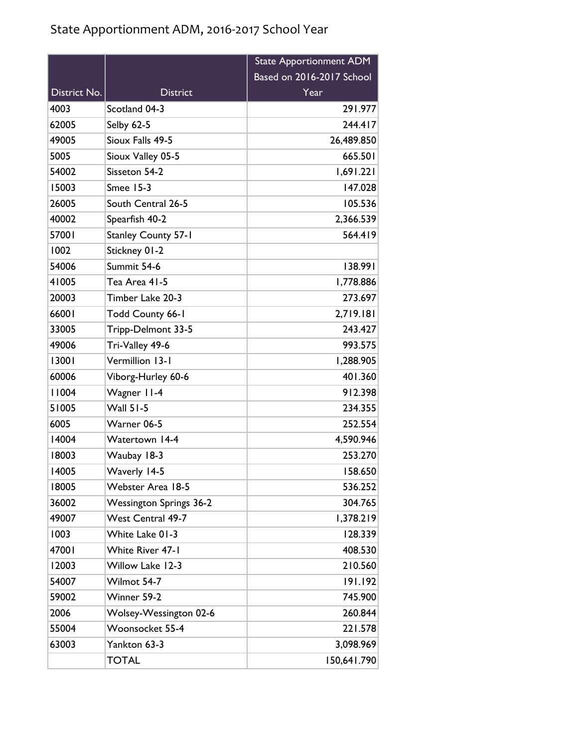State Apportionment ADM, 2016-2017 School Year

| District No. | District | State Apportionment ADM Based on 2016-2017 School Year |
|---|---|---|
| 4003 | Scotland 04-3 | 291.977 |
| 62005 | Selby 62-5 | 244.417 |
| 49005 | Sioux Falls 49-5 | 26,489.850 |
| 5005 | Sioux Valley 05-5 | 665.501 |
| 54002 | Sisseton 54-2 | 1,691.221 |
| 15003 | Smee 15-3 | 147.028 |
| 26005 | South Central 26-5 | 105.536 |
| 40002 | Spearfish 40-2 | 2,366.539 |
| 57001 | Stanley County 57-1 | 564.419 |
| 1002 | Stickney 01-2 | |
| 54006 | Summit 54-6 | 138.991 |
| 41005 | Tea Area 41-5 | 1,778.886 |
| 20003 | Timber Lake 20-3 | 273.697 |
| 66001 | Todd County 66-1 | 2,719.181 |
| 33005 | Tripp-Delmont 33-5 | 243.427 |
| 49006 | Tri-Valley 49-6 | 993.575 |
| 13001 | Vermillion 13-1 | 1,288.905 |
| 60006 | Viborg-Hurley 60-6 | 401.360 |
| 11004 | Wagner 11-4 | 912.398 |
| 51005 | Wall 51-5 | 234.355 |
| 6005 | Warner 06-5 | 252.554 |
| 14004 | Watertown 14-4 | 4,590.946 |
| 18003 | Waubay 18-3 | 253.270 |
| 14005 | Waverly 14-5 | 158.650 |
| 18005 | Webster Area 18-5 | 536.252 |
| 36002 | Wessington Springs 36-2 | 304.765 |
| 49007 | West Central 49-7 | 1,378.219 |
| 1003 | White Lake 01-3 | 128.339 |
| 47001 | White River 47-1 | 408.530 |
| 12003 | Willow Lake 12-3 | 210.560 |
| 54007 | Wilmot 54-7 | 191.192 |
| 59002 | Winner 59-2 | 745.900 |
| 2006 | Wolsey-Wessington 02-6 | 260.844 |
| 55004 | Woonsocket 55-4 | 221.578 |
| 63003 | Yankton 63-3 | 3,098.969 |
| | TOTAL | 150,641.790 |